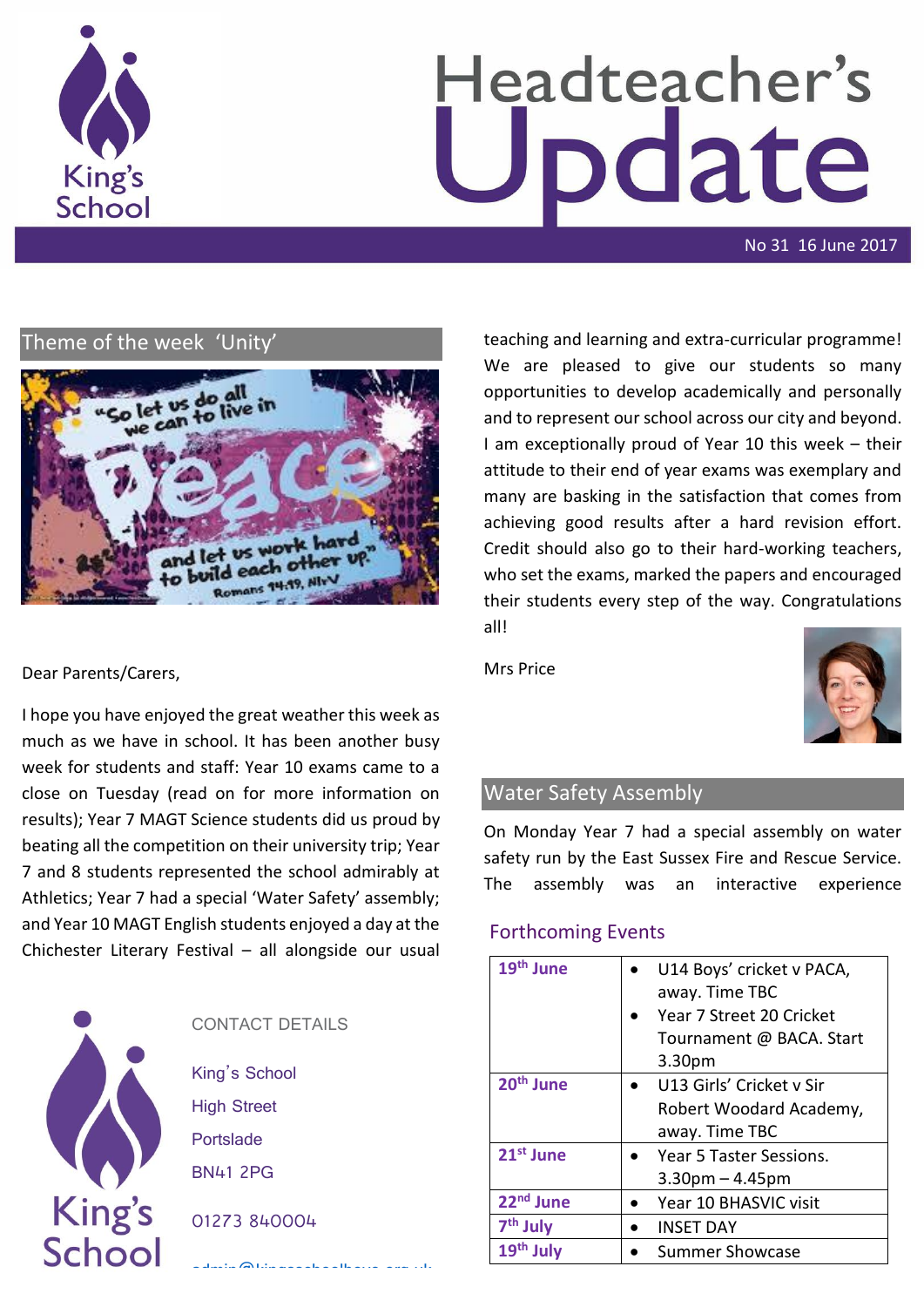# Headteacher's Update

No 31 16 June 2017

## Theme of the week 'Unity'

"So let us do all we can to live in peace and let us work hard to build each other up." Romans 14:19, NIrV

Dear Parents/Carers,

I hope you have enjoyed the great weather this week as much as we have in school. It has been another busy week for students and staff: Year 10 exams came to a close on Tuesday (read on for more information on results); Year 7 MAGT Science students did us proud by beating all the competition on their university trip; Year 7 and 8 students represented the school admirably at Athletics; Year 7 had a special 'Water Safety' assembly; and Year 10 MAGT English students enjoyed a day at the Chichester Literary Festival – all alongside our usual teaching and learning and extra-curricular programme! We are pleased to give our students so many opportunities to develop academically and personally and to represent our school across our city and beyond. I am exceptionally proud of Year 10 this week – their attitude to their end of year exams was exemplary and many are basking in the satisfaction that comes from achieving good results after a hard revision effort. Credit should also go to their hard-working teachers, who set the exams, marked the papers and encouraged their students every step of the way. Congratulations all!

Mrs Price

## Water Safety Assembly

On Monday Year 7 had a special assembly on water safety run by the East Sussex Fire and Rescue Service. The assembly was an interactive experience

CONTACT DETAILS

King's School
High Street
Portslade
BN41 2PG

01273 840004

## Forthcoming Events

| | |
|---|---|
| 19th June | • U14 Boys' cricket v PACA, away. Time TBC<br>• Year 7 Street 20 Cricket Tournament @ BACA. Start 3.30pm |
| 20th June | • U13 Girls' Cricket v Sir Robert Woodard Academy, away. Time TBC |
| 21st June | • Year 5 Taster Sessions. 3.30pm – 4.45pm |
| 22nd June | • Year 10 BHASVIC visit |
| 7th July | • INSET DAY |
| 19th July | • Summer Showcase |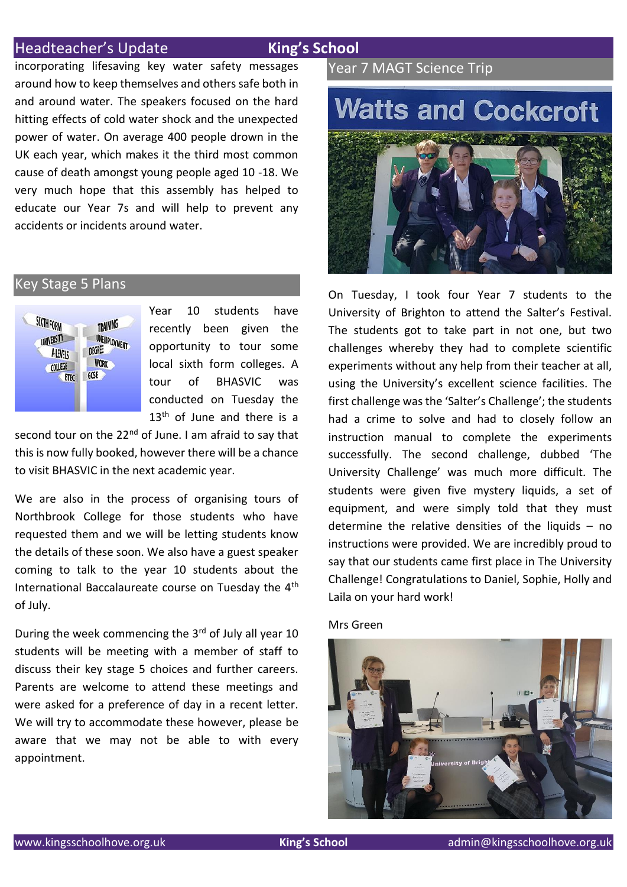incorporating lifesaving key water safety messages around how to keep themselves and others safe both in and around water. The speakers focused on the hard hitting effects of cold water shock and the unexpected power of water. On average 400 people drown in the UK each year, which makes it the third most common cause of death amongst young people aged 10 -18. We very much hope that this assembly has helped to educate our Year 7s and will help to prevent any accidents or incidents around water.

## Key Stage 5 Plans

Year 10 students have recently been given the opportunity to tour some local sixth form colleges. A tour of BHASVIC was conducted on Tuesday the 13th of June and there is a second tour on the 22nd of June. I am afraid to say that this is now fully booked, however there will be a chance to visit BHASVIC in the next academic year.

We are also in the process of organising tours of Northbrook College for those students who have requested them and we will be letting students know the details of these soon. We also have a guest speaker coming to talk to the year 10 students about the International Baccalaureate course on Tuesday the 4th of July.

During the week commencing the 3rd of July all year 10 students will be meeting with a member of staff to discuss their key stage 5 choices and further careers. Parents are welcome to attend these meetings and were asked for a preference of day in a recent letter. We will try to accommodate these however, please be aware that we may not be able to with every appointment.

## Year 7 MAGT Science Trip

On Tuesday, I took four Year 7 students to the University of Brighton to attend the Salter's Festival. The students got to take part in not one, but two challenges whereby they had to complete scientific experiments without any help from their teacher at all, using the University's excellent science facilities. The first challenge was the 'Salter's Challenge'; the students had a crime to solve and had to closely follow an instruction manual to complete the experiments successfully. The second challenge, dubbed 'The University Challenge' was much more difficult. The students were given five mystery liquids, a set of equipment, and were simply told that they must determine the relative densities of the liquids – no instructions were provided. We are incredibly proud to say that our students came first place in The University Challenge! Congratulations to Daniel, Sophie, Holly and Laila on your hard work!

Mrs Green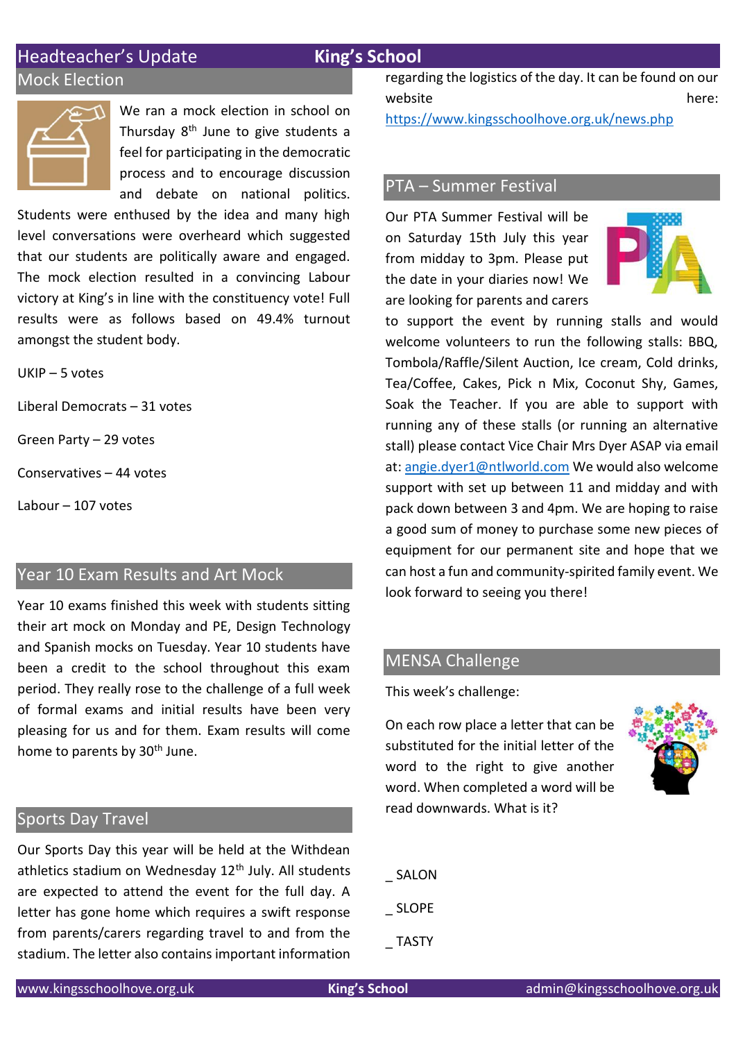# Headteacher's Update

## Mock Election

We ran a mock election in school on Thursday 8th June to give students a feel for participating in the democratic process and to encourage discussion and debate on national politics. Students were enthused by the idea and many high level conversations were overheard which suggested that our students are politically aware and engaged. The mock election resulted in a convincing Labour victory at King's in line with the constituency vote! Full results were as follows based on 49.4% turnout amongst the student body.

UKIP – 5 votes

Liberal Democrats – 31 votes

Green Party – 29 votes

Conservatives – 44 votes

Labour – 107 votes

## Year 10 Exam Results and Art Mock

Year 10 exams finished this week with students sitting their art mock on Monday and PE, Design Technology and Spanish mocks on Tuesday. Year 10 students have been a credit to the school throughout this exam period. They really rose to the challenge of a full week of formal exams and initial results have been very pleasing for us and for them. Exam results will come home to parents by 30th June.

## Sports Day Travel

Our Sports Day this year will be held at the Withdean athletics stadium on Wednesday 12th July. All students are expected to attend the event for the full day. A letter has gone home which requires a swift response from parents/carers regarding travel to and from the stadium. The letter also contains important information regarding the logistics of the day. It can be found on our website here: https://www.kingsschoolhove.org.uk/news.php

## PTA – Summer Festival

Our PTA Summer Festival will be on Saturday 15th July this year from midday to 3pm. Please put the date in your diaries now! We are looking for parents and carers to support the event by running stalls and would welcome volunteers to run the following stalls: BBQ, Tombola/Raffle/Silent Auction, Ice cream, Cold drinks, Tea/Coffee, Cakes, Pick n Mix, Coconut Shy, Games, Soak the Teacher. If you are able to support with running any of these stalls (or running an alternative stall) please contact Vice Chair Mrs Dyer ASAP via email at: angie.dyer1@ntlworld.com We would also welcome support with set up between 11 and midday and with pack down between 3 and 4pm. We are hoping to raise a good sum of money to purchase some new pieces of equipment for our permanent site and hope that we can host a fun and community-spirited family event. We look forward to seeing you there!

## MENSA Challenge

This week's challenge:

On each row place a letter that can be substituted for the initial letter of the word to the right to give another word. When completed a word will be read downwards. What is it?

_ SALON

_ SLOPE

_ TASTY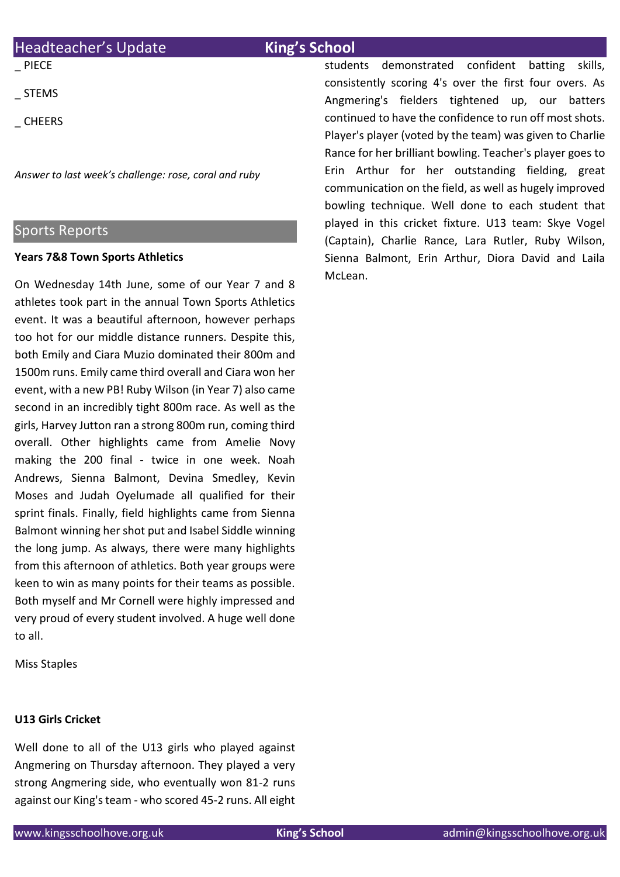_ PIECE

_ STEMS

_ CHEERS

*Answer to last week's challenge: rose, coral and ruby*

## Sports Reports

**Years 7&8 Town Sports Athletics**

On Wednesday 14th June, some of our Year 7 and 8 athletes took part in the annual Town Sports Athletics event. It was a beautiful afternoon, however perhaps too hot for our middle distance runners. Despite this, both Emily and Ciara Muzio dominated their 800m and 1500m runs. Emily came third overall and Ciara won her event, with a new PB! Ruby Wilson (in Year 7) also came second in an incredibly tight 800m race. As well as the girls, Harvey Jutton ran a strong 800m run, coming third overall. Other highlights came from Amelie Novy making the 200 final - twice in one week. Noah Andrews, Sienna Balmont, Devina Smedley, Kevin Moses and Judah Oyelumade all qualified for their sprint finals. Finally, field highlights came from Sienna Balmont winning her shot put and Isabel Siddle winning the long jump. As always, there were many highlights from this afternoon of athletics. Both year groups were keen to win as many points for their teams as possible. Both myself and Mr Cornell were highly impressed and very proud of every student involved. A huge well done to all.

Miss Staples

**U13 Girls Cricket**

Well done to all of the U13 girls who played against Angmering on Thursday afternoon. They played a very strong Angmering side, who eventually won 81-2 runs against our King's team - who scored 45-2 runs. All eight students demonstrated confident batting skills, consistently scoring 4's over the first four overs. As Angmering's fielders tightened up, our batters continued to have the confidence to run off most shots. Player's player (voted by the team) was given to Charlie Rance for her brilliant bowling. Teacher's player goes to Erin Arthur for her outstanding fielding, great communication on the field, as well as hugely improved bowling technique. Well done to each student that played in this cricket fixture. U13 team: Skye Vogel (Captain), Charlie Rance, Lara Rutler, Ruby Wilson, Sienna Balmont, Erin Arthur, Diora David and Laila McLean.